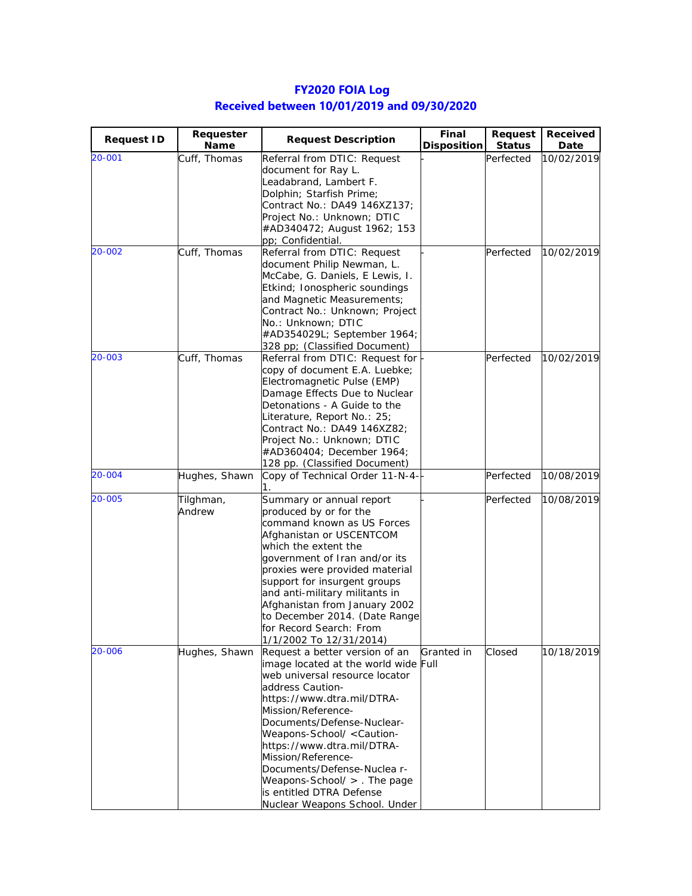# FY2020 FOIA Log
## Received between 10/01/2019 and 09/30/2020

| Request ID | Requester Name | Request Description | Final Disposition | Request Status | Received Date |
|---|---|---|---|---|---|
| 20-001 | Cuff, Thomas | Referral from DTIC: Request document for Ray L. Leadabrand, Lambert F. Dolphin; Starfish Prime; Contract No.: DA49 146XZ137; Project No.: Unknown; DTIC #AD340472; August 1962; 153 pp; Confidential. | - | Perfected | 10/02/2019 |
| 20-002 | Cuff, Thomas | Referral from DTIC: Request document Philip Newman, L. McCabe, G. Daniels, E Lewis, I. Etkind; Ionospheric soundings and Magnetic Measurements; Contract No.: Unknown; Project No.: Unknown; DTIC #AD354029L; September 1964; 328 pp; (Classified Document) | - | Perfected | 10/02/2019 |
| 20-003 | Cuff, Thomas | Referral from DTIC: Request for copy of document E.A. Luebke; Electromagnetic Pulse (EMP) Damage Effects Due to Nuclear Detonations - A Guide to the Literature, Report No.: 25; Contract No.: DA49 146XZ82; Project No.: Unknown; DTIC #AD360404; December 1964; 128 pp. (Classified Document) | - | Perfected | 10/02/2019 |
| 20-004 | Hughes, Shawn | Copy of Technical Order 11-N-4-1. | - | Perfected | 10/08/2019 |
| 20-005 | Tilghman, Andrew | Summary or annual report produced by or for the command known as US Forces Afghanistan or USCENTCOM which the extent the government of Iran and/or its proxies were provided material support for insurgent groups and anti-military militants in Afghanistan from January 2002 to December 2014. (Date Range for Record Search: From 1/1/2002 To 12/31/2014) | - | Perfected | 10/08/2019 |
| 20-006 | Hughes, Shawn | Request a better version of an image located at the world wide web universal resource locator address Caution-https://www.dtra.mil/DTRA-Mission/Reference-Documents/Defense-Nuclear-Weapons-School/ <Caution-https://www.dtra.mil/DTRA-Mission/Reference-Documents/Defense-Nuclea r-Weapons-School/ > . The page is entitled DTRA Defense Nuclear Weapons School. Under | Granted in Full | Closed | 10/18/2019 |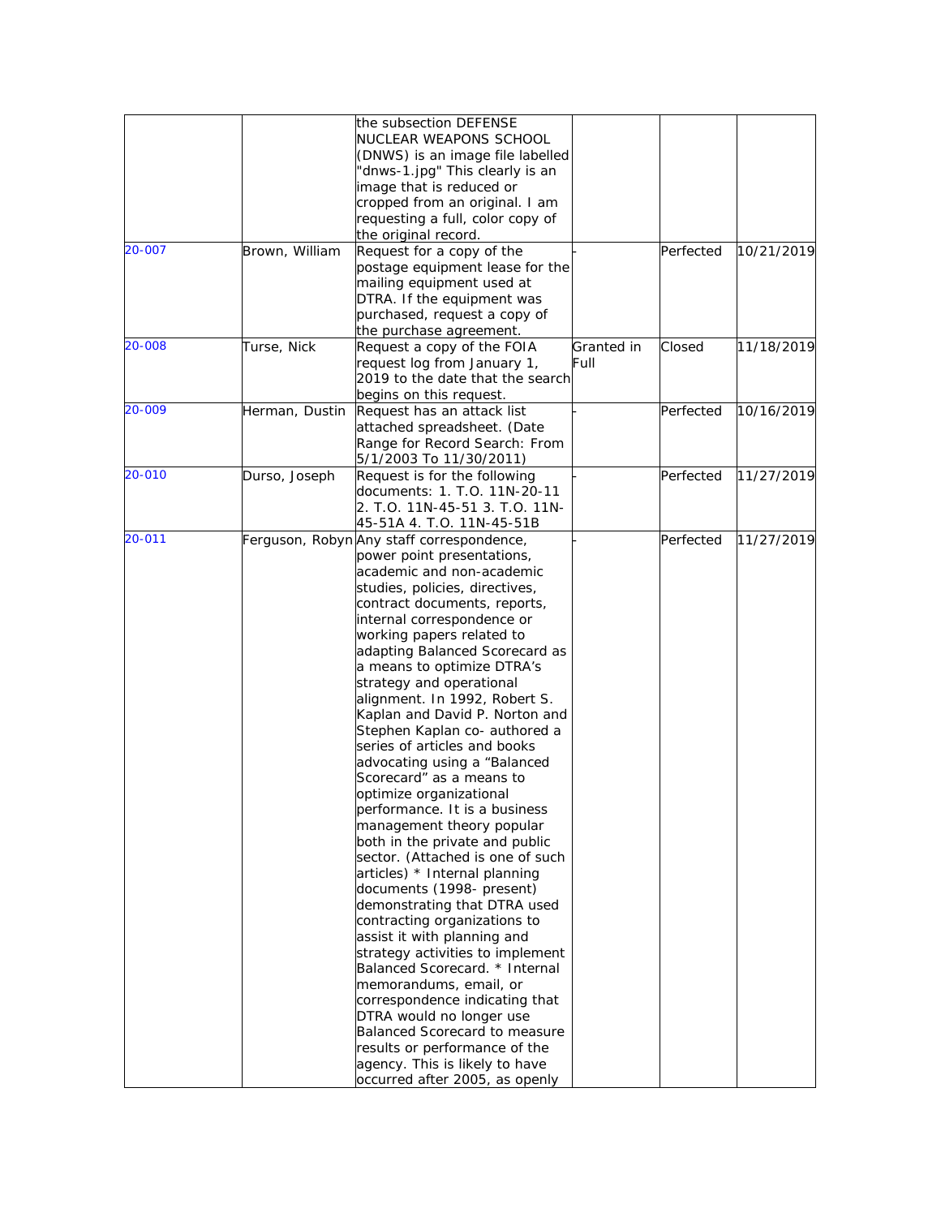| | | the subsection DEFENSE NUCLEAR WEAPONS SCHOOL (DNWS) is an image file labelled "dnws-1.jpg" This clearly is an image that is reduced or cropped from an original. I am requesting a full, color copy of the original record. | | | |
|---|---|---|---|---|---|
| 20-007 | Brown, William | Request for a copy of the postage equipment lease for the mailing equipment used at DTRA. If the equipment was purchased, request a copy of the purchase agreement. | - | Perfected | 10/21/2019 |
| 20-008 | Turse, Nick | Request a copy of the FOIA request log from January 1, 2019 to the date that the search begins on this request. | Granted in Full | Closed | 11/18/2019 |
| 20-009 | Herman, Dustin | Request has an attack list attached spreadsheet. (Date Range for Record Search: From 5/1/2003 To 11/30/2011) | - | Perfected | 10/16/2019 |
| 20-010 | Durso, Joseph | Request is for the following documents: 1. T.O. 11N-20-11 2. T.O. 11N-45-51 3. T.O. 11N-45-51A 4. T.O. 11N-45-51B | - | Perfected | 11/27/2019 |
| 20-011 | Ferguson, Robyn | Any staff correspondence, power point presentations, academic and non-academic studies, policies, directives, contract documents, reports, internal correspondence or working papers related to adapting Balanced Scorecard as a means to optimize DTRA's strategy and operational alignment. In 1992, Robert S. Kaplan and David P. Norton and Stephen Kaplan co- authored a series of articles and books advocating using a "Balanced Scorecard" as a means to optimize organizational performance. It is a business management theory popular both in the private and public sector. (Attached is one of such articles) * Internal planning documents (1998- present) demonstrating that DTRA used contracting organizations to assist it with planning and strategy activities to implement Balanced Scorecard. * Internal memorandums, email, or correspondence indicating that DTRA would no longer use Balanced Scorecard to measure results or performance of the agency. This is likely to have occurred after 2005, as openly | - | Perfected | 11/27/2019 |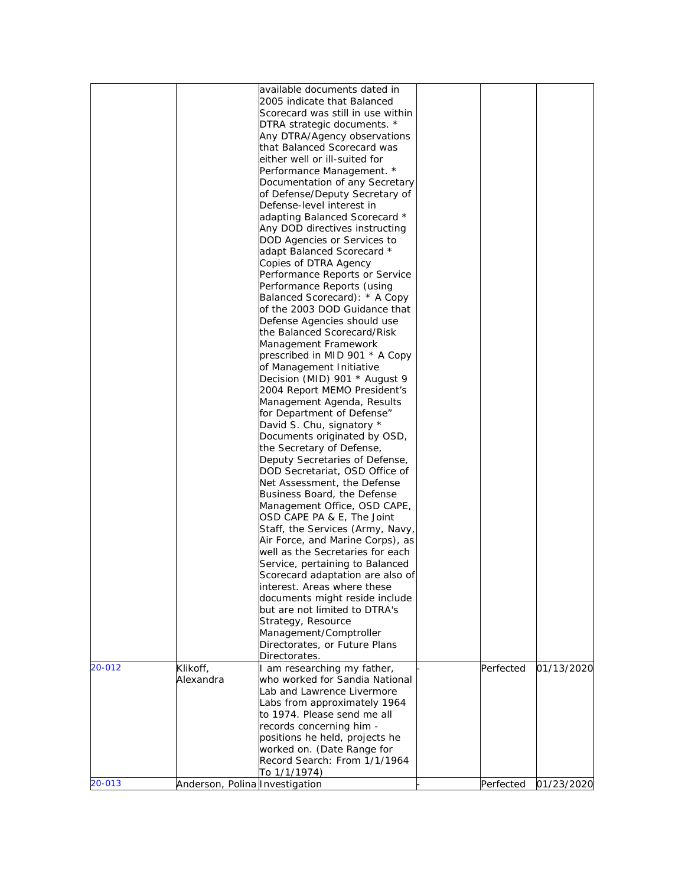| | | available documents dated in 2005 indicate that Balanced Scorecard was still in use within DTRA strategic documents. * Any DTRA/Agency observations that Balanced Scorecard was either well or ill-suited for Performance Management. * Documentation of any Secretary of Defense/Deputy Secretary of Defense-level interest in adapting Balanced Scorecard * Any DOD directives instructing DOD Agencies or Services to adapt Balanced Scorecard * Copies of DTRA Agency Performance Reports or Service Performance Reports (using Balanced Scorecard): * A Copy of the 2003 DOD Guidance that Defense Agencies should use the Balanced Scorecard/Risk Management Framework prescribed in MID 901 * A Copy of Management Initiative Decision (MID) 901 * August 9 2004 Report MEMO President's Management Agenda, Results for Department of Defense" David S. Chu, signatory * Documents originated by OSD, the Secretary of Defense, Deputy Secretaries of Defense, DOD Secretariat, OSD Office of Net Assessment, the Defense Business Board, the Defense Management Office, OSD CAPE, OSD CAPE PA & E, The Joint Staff, the Services (Army, Navy, Air Force, and Marine Corps), as well as the Secretaries for each Service, pertaining to Balanced Scorecard adaptation are also of interest. Areas where these documents might reside include but are not limited to DTRA's Strategy, Resource Management/Comptroller Directorates, or Future Plans Directorates. | | | |
|---|---|---|---|---|---|
| 20-012 | Klikoff, Alexandra | I am researching my father, who worked for Sandia National Lab and Lawrence Livermore Labs from approximately 1964 to 1974. Please send me all records concerning him - positions he held, projects he worked on. (Date Range for Record Search: From 1/1/1964 To 1/1/1974) | - | Perfected | 01/13/2020 |
| 20-013 | Anderson, Polina | Investigation | - | Perfected | 01/23/2020 |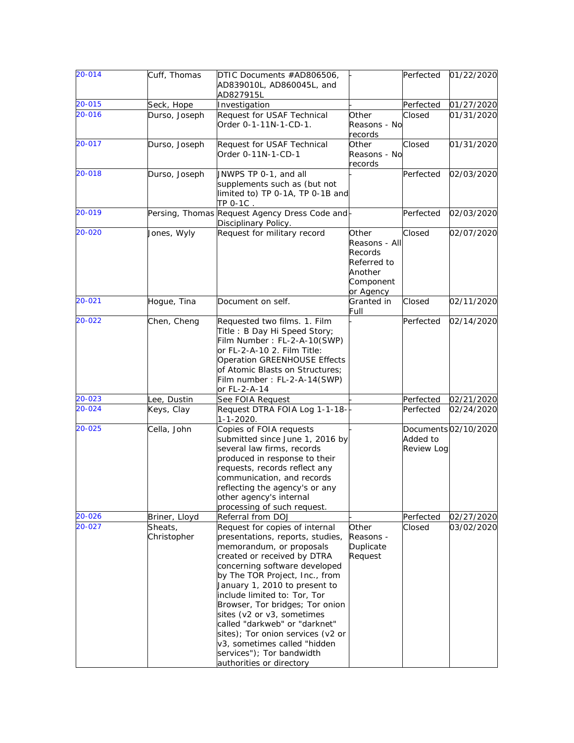| 20-014 | Cuff, Thomas | DTIC Documents #AD806506, AD839010L, AD860045L, and AD827915L | - | Perfected | 01/22/2020 |
|---|---|---|---|---|---|
| 20-015 | Seck, Hope | Investigation | - | Perfected | 01/27/2020 |
| 20-016 | Durso, Joseph | Request for USAF Technical Order 0-1-11N-1-CD-1. | Other Reasons - No records | Closed | 01/31/2020 |
| 20-017 | Durso, Joseph | Request for USAF Technical Order 0-11N-1-CD-1 | Other Reasons - No records | Closed | 01/31/2020 |
| 20-018 | Durso, Joseph | JNWPS TP 0-1, and all supplements such as (but not limited to) TP 0-1A, TP 0-1B and TP 0-1C . | - | Perfected | 02/03/2020 |
| 20-019 | Persing, Thomas | Request Agency Dress Code and Disciplinary Policy. | - | Perfected | 02/03/2020 |
| 20-020 | Jones, Wyly | Request for military record | Other Reasons - All Records Referred to Another Component or Agency | Closed | 02/07/2020 |
| 20-021 | Hogue, Tina | Document on self. | Granted in Full | Closed | 02/11/2020 |
| 20-022 | Chen, Cheng | Requested two films. 1. Film Title : B Day Hi Speed Story; Film Number : FL-2-A-10(SWP) or FL-2-A-10 2. Film Title: Operation GREENHOUSE Effects of Atomic Blasts on Structures; Film number : FL-2-A-14(SWP) or FL-2-A-14 | - | Perfected | 02/14/2020 |
| 20-023 | Lee, Dustin | See FOIA Request | - | Perfected | 02/21/2020 |
| 20-024 | Keys, Clay | Request DTRA FOIA Log 1-1-18-1-1-2020. | - | Perfected | 02/24/2020 |
| 20-025 | Cella, John | Copies of FOIA requests submitted since June 1, 2016 by several law firms, records produced in response to their requests, records reflect any communication, and records reflecting the agency's or any other agency's internal processing of such request. | - | Documents Added to Review Log | 02/10/2020 |
| 20-026 | Briner, Lloyd | Referral from DOJ | - | Perfected | 02/27/2020 |
| 20-027 | Sheats, Christopher | Request for copies of internal presentations, reports, studies, memorandum, or proposals created or received by DTRA concerning software developed by The TOR Project, Inc., from January 1, 2010 to present to include limited to: Tor, Tor Browser, Tor bridges; Tor onion sites (v2 or v3, sometimes called "darkweb" or "darknet" sites); Tor onion services (v2 or v3, sometimes called "hidden services"); Tor bandwidth authorities or directory | Other Reasons - Duplicate Request | Closed | 03/02/2020 |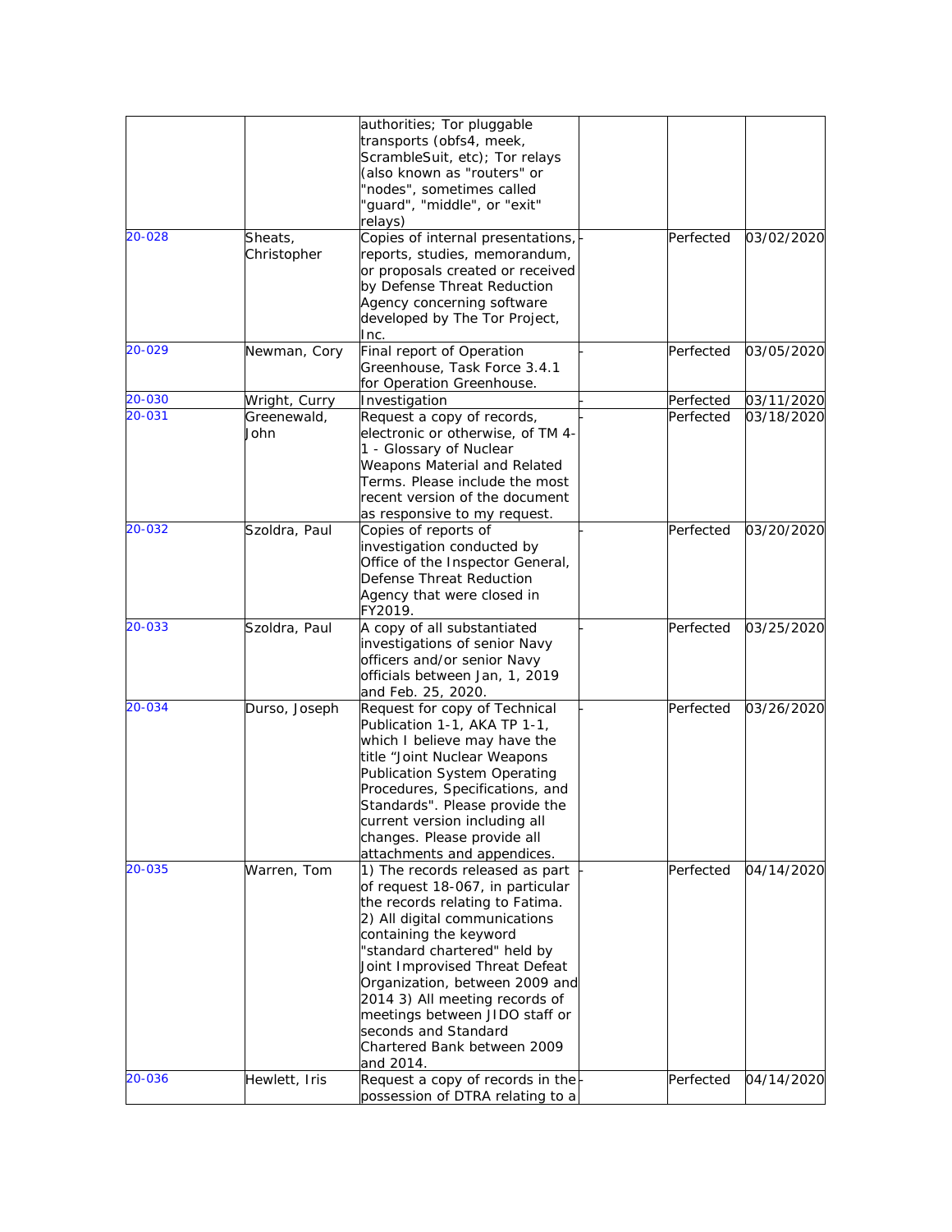| | | | | | |
|---|---|---|---|---|---|
| | | authorities; Tor pluggable transports (obfs4, meek, ScrambleSuit, etc); Tor relays (also known as "routers" or "nodes", sometimes called "guard", "middle", or "exit" relays) | | | |
| 20-028 | Sheats, Christopher | Copies of internal presentations, reports, studies, memorandum, or proposals created or received by Defense Threat Reduction Agency concerning software developed by The Tor Project, Inc. | - | Perfected | 03/02/2020 |
| 20-029 | Newman, Cory | Final report of Operation Greenhouse, Task Force 3.4.1 for Operation Greenhouse. | - | Perfected | 03/05/2020 |
| 20-030 | Wright, Curry | Investigation | - | Perfected | 03/11/2020 |
| 20-031 | Greenewald, John | Request a copy of records, electronic or otherwise, of TM 4-1 - Glossary of Nuclear Weapons Material and Related Terms. Please include the most recent version of the document as responsive to my request. | - | Perfected | 03/18/2020 |
| 20-032 | Szoldra, Paul | Copies of reports of investigation conducted by Office of the Inspector General, Defense Threat Reduction Agency that were closed in FY2019. | - | Perfected | 03/20/2020 |
| 20-033 | Szoldra, Paul | A copy of all substantiated investigations of senior Navy officers and/or senior Navy officials between Jan, 1, 2019 and Feb. 25, 2020. | - | Perfected | 03/25/2020 |
| 20-034 | Durso, Joseph | Request for copy of Technical Publication 1-1, AKA TP 1-1, which I believe may have the title "Joint Nuclear Weapons Publication System Operating Procedures, Specifications, and Standards". Please provide the current version including all changes. Please provide all attachments and appendices. | - | Perfected | 03/26/2020 |
| 20-035 | Warren, Tom | 1) The records released as part of request 18-067, in particular the records relating to Fatima. 2) All digital communications containing the keyword "standard chartered" held by Joint Improvised Threat Defeat Organization, between 2009 and 2014 3) All meeting records of meetings between JIDO staff or seconds and Standard Chartered Bank between 2009 and 2014. | - | Perfected | 04/14/2020 |
| 20-036 | Hewlett, Iris | Request a copy of records in the possession of DTRA relating to a | - | Perfected | 04/14/2020 |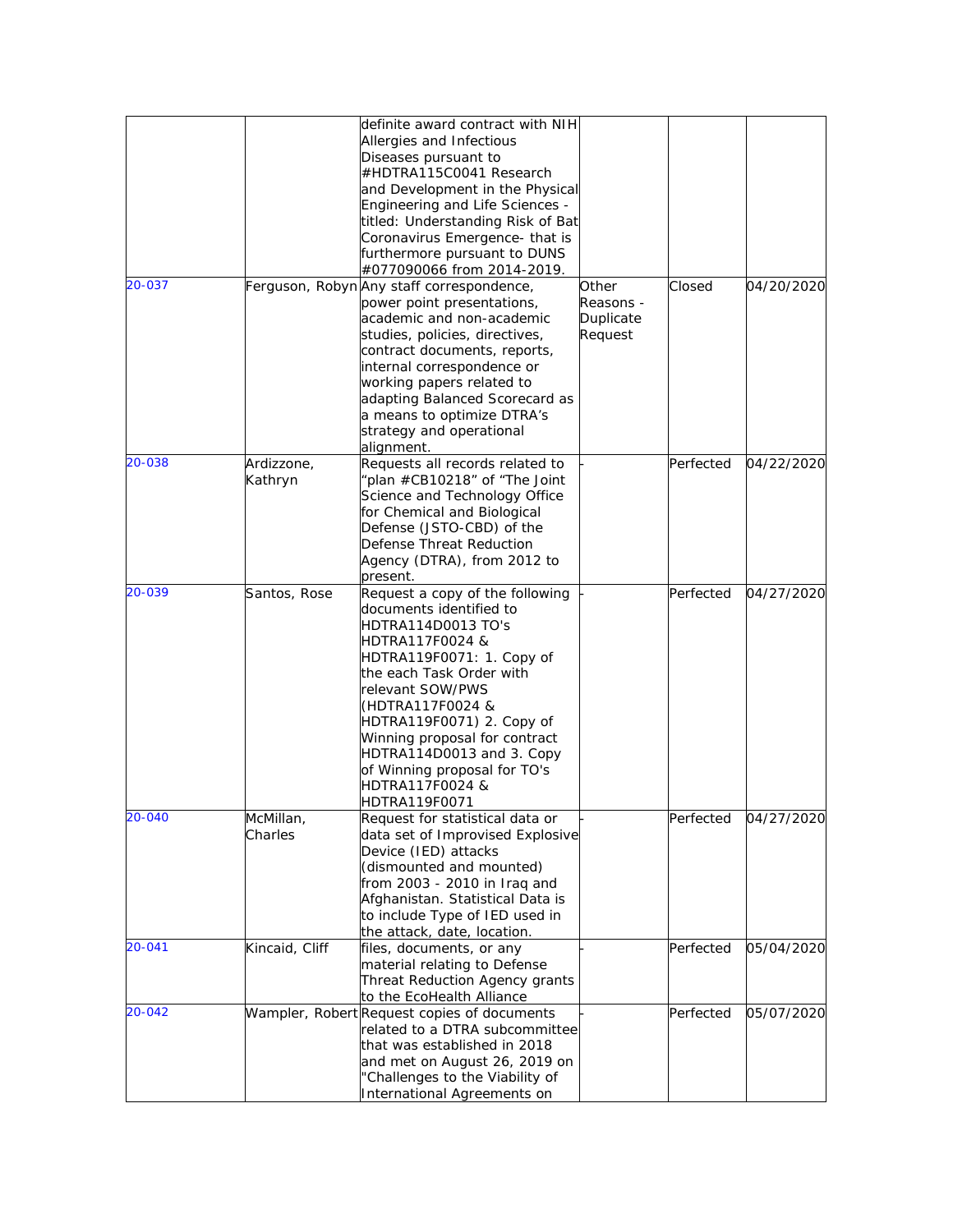|  |  |  |  |  |  |
|---|---|---|---|---|---|
|  |  | definite award contract with NIH Allergies and Infectious Diseases pursuant to #HDTRA115C0041 Research and Development in the Physical Engineering and Life Sciences - titled: Understanding Risk of Bat Coronavirus Emergence- that is furthermore pursuant to DUNS #077090066 from 2014-2019. |  |  |  |
| 20-037 | Ferguson, Robyn | Any staff correspondence, power point presentations, academic and non-academic studies, policies, directives, contract documents, reports, internal correspondence or working papers related to adapting Balanced Scorecard as a means to optimize DTRA's strategy and operational alignment. | Other Reasons - Duplicate Request | Closed | 04/20/2020 |
| 20-038 | Ardizzone, Kathryn | Requests all records related to "plan #CB10218" of "The Joint Science and Technology Office for Chemical and Biological Defense (JSTO-CBD) of the Defense Threat Reduction Agency (DTRA), from 2012 to present. | - | Perfected | 04/22/2020 |
| 20-039 | Santos, Rose | Request a copy of the following documents identified to HDTRA114D0013 TO's HDTRA117F0024 & HDTRA119F0071: 1. Copy of the each Task Order with relevant SOW/PWS (HDTRA117F0024 & HDTRA119F0071) 2. Copy of Winning proposal for contract HDTRA114D0013 and 3. Copy of Winning proposal for TO's HDTRA117F0024 & HDTRA119F0071 | - | Perfected | 04/27/2020 |
| 20-040 | McMillan, Charles | Request for statistical data or data set of Improvised Explosive Device (IED) attacks (dismounted and mounted) from 2003 - 2010 in Iraq and Afghanistan. Statistical Data is to include Type of IED used in the attack, date, location. | - | Perfected | 04/27/2020 |
| 20-041 | Kincaid, Cliff | files, documents, or any material relating to Defense Threat Reduction Agency grants to the EcoHealth Alliance | - | Perfected | 05/04/2020 |
| 20-042 | Wampler, Robert | Request copies of documents related to a DTRA subcommittee that was established in 2018 and met on August 26, 2019 on "Challenges to the Viability of International Agreements on | - | Perfected | 05/07/2020 |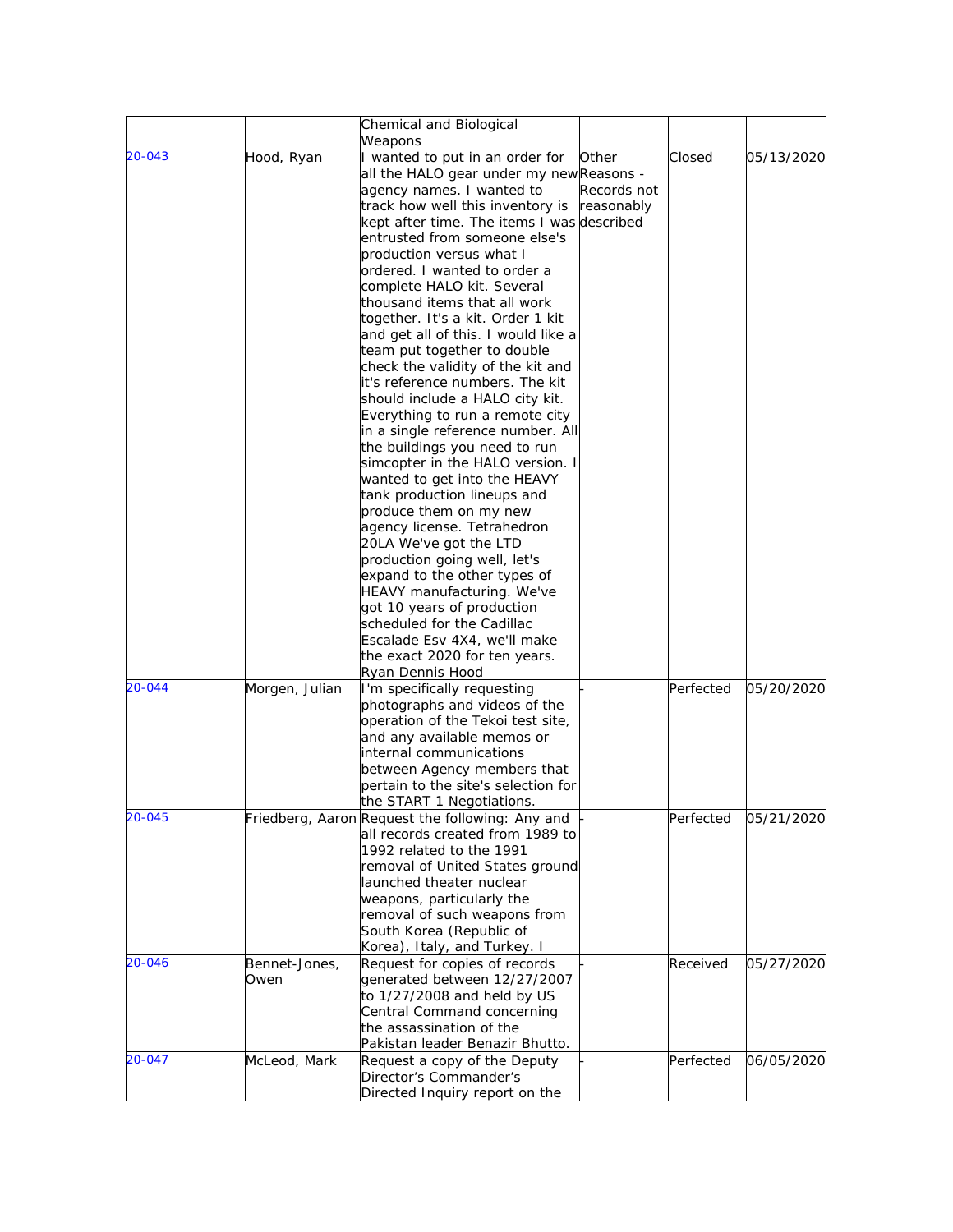| | | Chemical and Biological Weapons | | | |
|---|---|---|---|---|---|
| 20-043 | Hood, Ryan | I wanted to put in an order for all the HALO gear under my new agency names. I wanted to track how well this inventory is kept after time. The items I was entrusted from someone else's production versus what I ordered. I wanted to order a complete HALO kit. Several thousand items that all work together. It's a kit. Order 1 kit and get all of this. I would like a team put together to double check the validity of the kit and it's reference numbers. The kit should include a HALO city kit. Everything to run a remote city in a single reference number. All the buildings you need to run simcopter in the HALO version. I wanted to get into the HEAVY tank production lineups and produce them on my new agency license. Tetrahedron 20LA We've got the LTD production going well, let's expand to the other types of HEAVY manufacturing. We've got 10 years of production scheduled for the Cadillac Escalade Esv 4X4, we'll make the exact 2020 for ten years. Ryan Dennis Hood | Other Reasons - Records not reasonably described | Closed | 05/13/2020 |
| 20-044 | Morgen, Julian | I'm specifically requesting photographs and videos of the operation of the Tekoi test site, and any available memos or internal communications between Agency members that pertain to the site's selection for the START 1 Negotiations. | - | Perfected | 05/20/2020 |
| 20-045 | Friedberg, Aaron | Request the following: Any and all records created from 1989 to 1992 related to the 1991 removal of United States ground launched theater nuclear weapons, particularly the removal of such weapons from South Korea (Republic of Korea), Italy, and Turkey. I | - | Perfected | 05/21/2020 |
| 20-046 | Bennet-Jones, Owen | Request for copies of records generated between 12/27/2007 to 1/27/2008 and held by US Central Command concerning the assassination of the Pakistan leader Benazir Bhutto. | - | Received | 05/27/2020 |
| 20-047 | McLeod, Mark | Request a copy of the Deputy Director's Commander's Directed Inquiry report on the | - | Perfected | 06/05/2020 |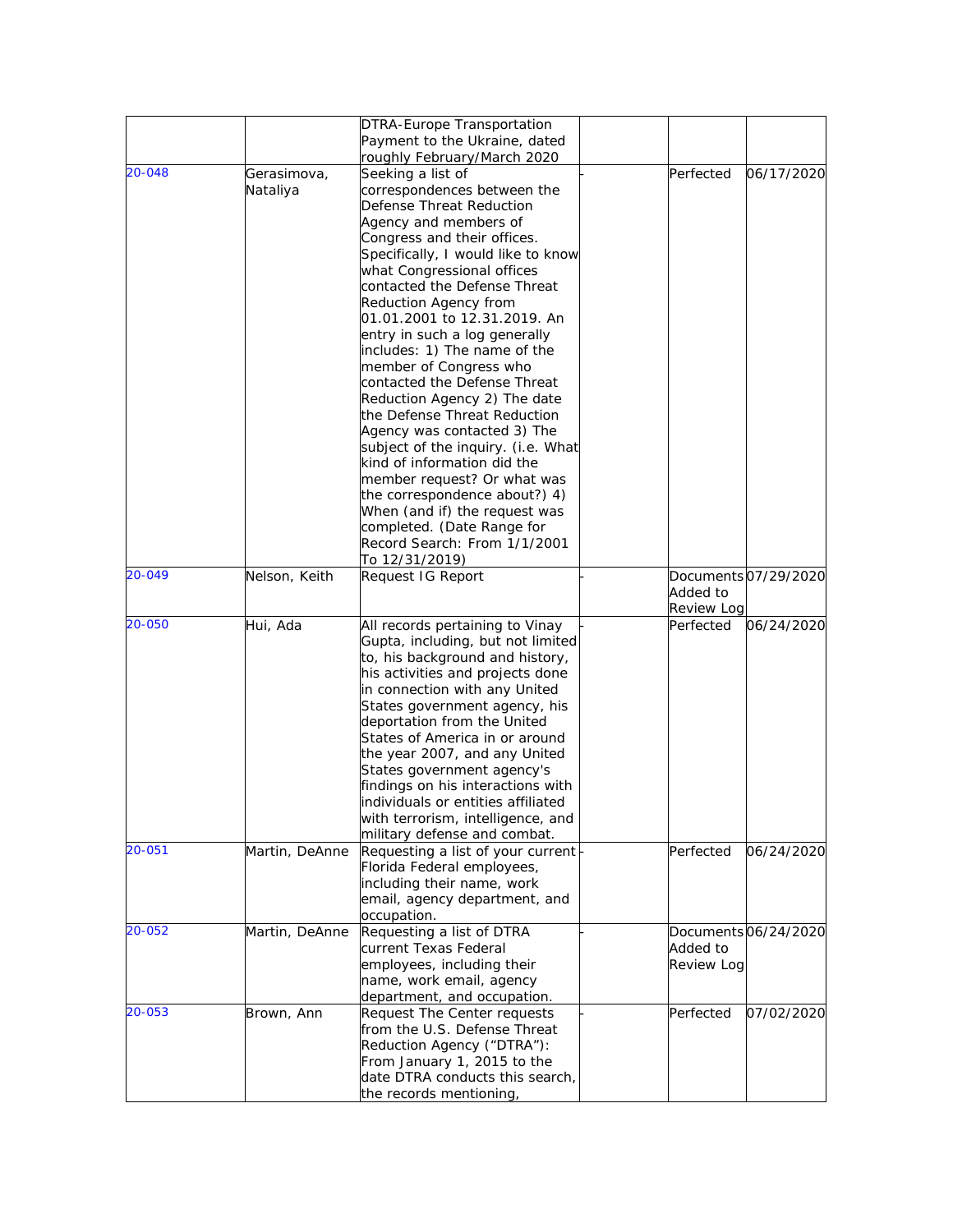| | | | | | |
|---|---|---|---|---|---|
| | | DTRA-Europe Transportation Payment to the Ukraine, dated roughly February/March 2020 | | | |
| 20-048 | Gerasimova, Nataliya | Seeking a list of correspondences between the Defense Threat Reduction Agency and members of Congress and their offices. Specifically, I would like to know what Congressional offices contacted the Defense Threat Reduction Agency from 01.01.2001 to 12.31.2019. An entry in such a log generally includes: 1) The name of the member of Congress who contacted the Defense Threat Reduction Agency 2) The date the Defense Threat Reduction Agency was contacted 3) The subject of the inquiry. (i.e. What kind of information did the member request? Or what was the correspondence about?) 4) When (and if) the request was completed. (Date Range for Record Search: From 1/1/2001 To 12/31/2019) | - | Perfected | 06/17/2020 |
| 20-049 | Nelson, Keith | Request IG Report | - | Documents Added to Review Log | 07/29/2020 |
| 20-050 | Hui, Ada | All records pertaining to Vinay Gupta, including, but not limited to, his background and history, his activities and projects done in connection with any United States government agency, his deportation from the United States of America in or around the year 2007, and any United States government agency's findings on his interactions with individuals or entities affiliated with terrorism, intelligence, and military defense and combat. | - | Perfected | 06/24/2020 |
| 20-051 | Martin, DeAnne | Requesting a list of your current Florida Federal employees, including their name, work email, agency department, and occupation. | - | Perfected | 06/24/2020 |
| 20-052 | Martin, DeAnne | Requesting a list of DTRA current Texas Federal employees, including their name, work email, agency department, and occupation. | - | Documents Added to Review Log | 06/24/2020 |
| 20-053 | Brown, Ann | Request The Center requests from the U.S. Defense Threat Reduction Agency ("DTRA"): From January 1, 2015 to the date DTRA conducts this search, the records mentioning, | - | Perfected | 07/02/2020 |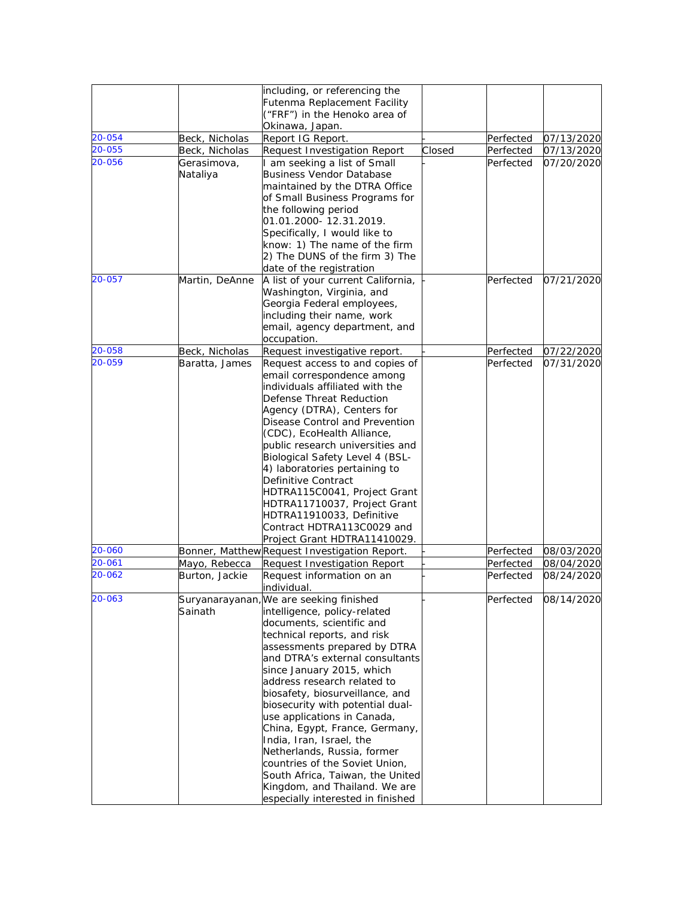| | | | | | |
|---|---|---|---|---|---|
| | | including, or referencing the Futenma Replacement Facility ("FRF") in the Henoko area of Okinawa, Japan. | | | |
| 20-054 | Beck, Nicholas | Report IG Report. | - | Perfected | 07/13/2020 |
| 20-055 | Beck, Nicholas | Request Investigation Report | Closed | Perfected | 07/13/2020 |
| 20-056 | Gerasimova, Nataliya | I am seeking a list of Small Business Vendor Database maintained by the DTRA Office of Small Business Programs for the following period 01.01.2000- 12.31.2019. Specifically, I would like to know: 1) The name of the firm 2) The DUNS of the firm 3) The date of the registration | - | Perfected | 07/20/2020 |
| 20-057 | Martin, DeAnne | A list of your current California, Washington, Virginia, and Georgia Federal employees, including their name, work email, agency department, and occupation. | - | Perfected | 07/21/2020 |
| 20-058 | Beck, Nicholas | Request investigative report. | - | Perfected | 07/22/2020 |
| 20-059 | Baratta, James | Request access to and copies of email correspondence among individuals affiliated with the Defense Threat Reduction Agency (DTRA), Centers for Disease Control and Prevention (CDC), EcoHealth Alliance, public research universities and Biological Safety Level 4 (BSL-4) laboratories pertaining to Definitive Contract HDTRA115C0041, Project Grant HDTRA11710037, Project Grant HDTRA11910033, Definitive Contract HDTRA113C0029 and Project Grant HDTRA11410029. | | Perfected | 07/31/2020 |
| 20-060 | Bonner, Matthew | Request Investigation Report. | - | Perfected | 08/03/2020 |
| 20-061 | Mayo, Rebecca | Request Investigation Report | - | Perfected | 08/04/2020 |
| 20-062 | Burton, Jackie | Request information on an individual. | - | Perfected | 08/24/2020 |
| 20-063 | Suryanarayanan, Sainath | We are seeking finished intelligence, policy-related documents, scientific and technical reports, and risk assessments prepared by DTRA and DTRA's external consultants since January 2015, which address research related to biosafety, biosurveillance, and biosecurity with potential dual-use applications in Canada, China, Egypt, France, Germany, India, Iran, Israel, the Netherlands, Russia, former countries of the Soviet Union, South Africa, Taiwan, the United Kingdom, and Thailand. We are especially interested in finished | - | Perfected | 08/14/2020 |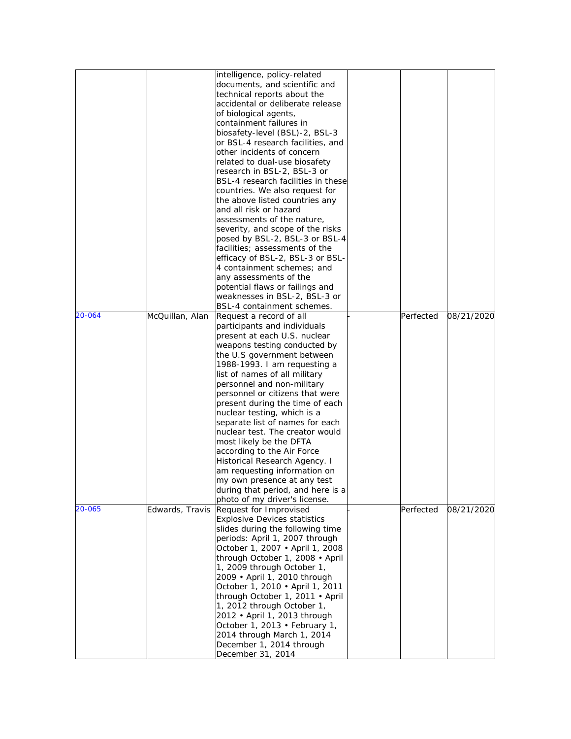| | | intelligence, policy-related documents, and scientific and technical reports about the accidental or deliberate release of biological agents, containment failures in biosafety-level (BSL)-2, BSL-3 or BSL-4 research facilities, and other incidents of concern related to dual-use biosafety research in BSL-2, BSL-3 or BSL-4 research facilities in these countries. We also request for the above listed countries any and all risk or hazard assessments of the nature, severity, and scope of the risks posed by BSL-2, BSL-3 or BSL-4 facilities; assessments of the efficacy of BSL-2, BSL-3 or BSL-4 containment schemes; and any assessments of the potential flaws or failings and weaknesses in BSL-2, BSL-3 or BSL-4 containment schemes. | | | |
|---|---|---|---|---|---|
| 20-064 | McQuillan, Alan | Request a record of all participants and individuals present at each U.S. nuclear weapons testing conducted by the U.S government between 1988-1993. I am requesting a list of names of all military personnel and non-military personnel or citizens that were present during the time of each nuclear testing, which is a separate list of names for each nuclear test. The creator would most likely be the DFTA according to the Air Force Historical Research Agency. I am requesting information on my own presence at any test during that period, and here is a photo of my driver's license. | - | Perfected | 08/21/2020 |
| 20-065 | Edwards, Travis | Request for Improvised Explosive Devices statistics slides during the following time periods: April 1, 2007 through October 1, 2007 • April 1, 2008 through October 1, 2008 • April 1, 2009 through October 1, 2009 • April 1, 2010 through October 1, 2010 • April 1, 2011 through October 1, 2011 • April 1, 2012 through October 1, 2012 • April 1, 2013 through October 1, 2013 • February 1, 2014 through March 1, 2014 December 1, 2014 through December 31, 2014 | - | Perfected | 08/21/2020 |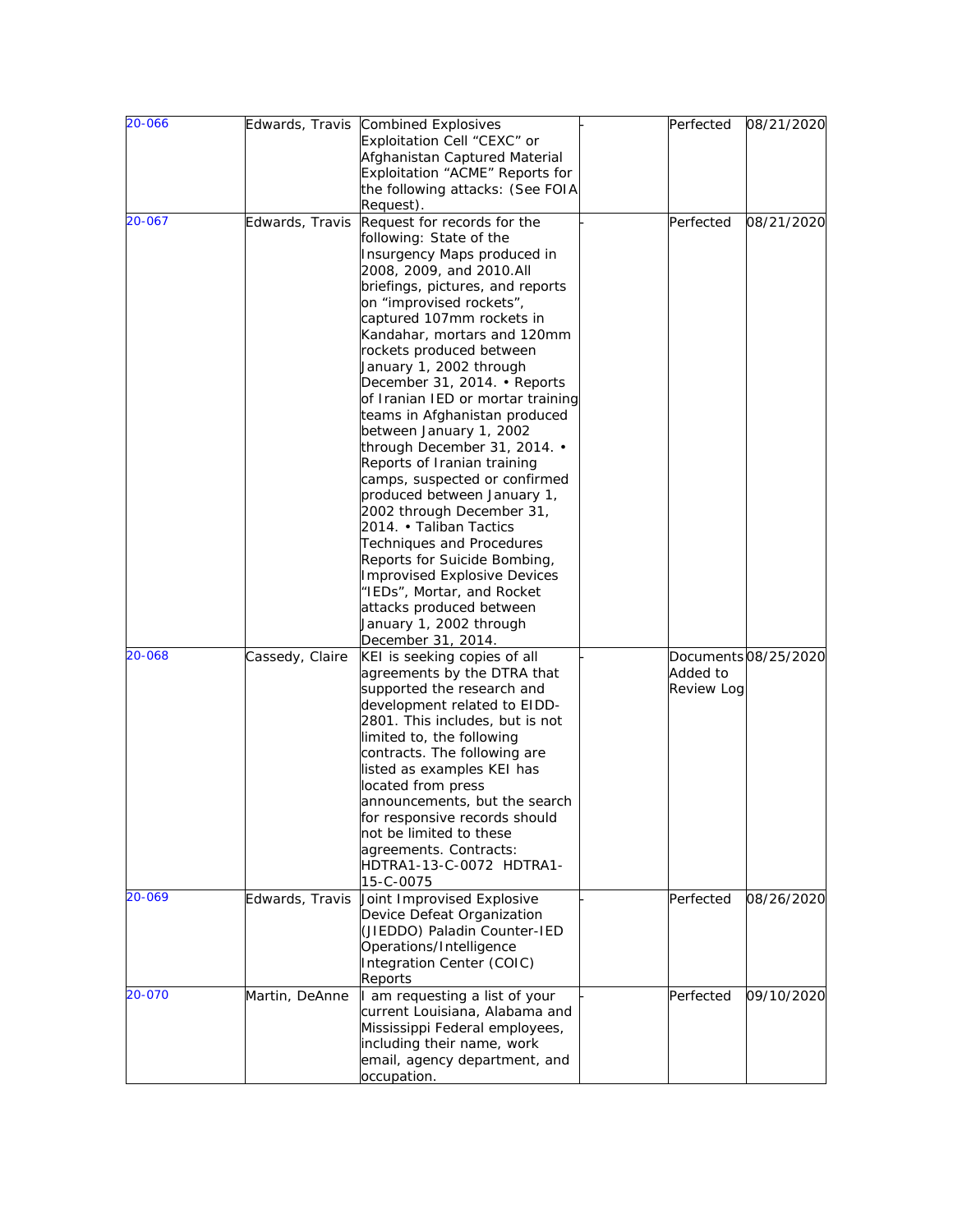| | | | | | |
|---|---|---|---|---|---|
| 20-066 | Edwards, Travis | Combined Explosives Exploitation Cell "CEXC" or Afghanistan Captured Material Exploitation "ACME" Reports for the following attacks: (See FOIA Request). | - | Perfected | 08/21/2020 |
| 20-067 | Edwards, Travis | Request for records for the following: State of the Insurgency Maps produced in 2008, 2009, and 2010.All briefings, pictures, and reports on "improvised rockets", captured 107mm rockets in Kandahar, mortars and 120mm rockets produced between January 1, 2002 through December 31, 2014. • Reports of Iranian IED or mortar training teams in Afghanistan produced between January 1, 2002 through December 31, 2014. • Reports of Iranian training camps, suspected or confirmed produced between January 1, 2002 through December 31, 2014. • Taliban Tactics Techniques and Procedures Reports for Suicide Bombing, Improvised Explosive Devices "IEDs", Mortar, and Rocket attacks produced between January 1, 2002 through December 31, 2014. | - | Perfected | 08/21/2020 |
| 20-068 | Cassedy, Claire | KEI is seeking copies of all agreements by the DTRA that supported the research and development related to EIDD-2801. This includes, but is not limited to, the following contracts. The following are listed as examples KEI has located from press announcements, but the search for responsive records should not be limited to these agreements. Contracts: HDTRA1-13-C-0072 HDTRA1-15-C-0075 | - | Documents Added to Review Log | 08/25/2020 |
| 20-069 | Edwards, Travis | Joint Improvised Explosive Device Defeat Organization (JIEDDO) Paladin Counter-IED Operations/Intelligence Integration Center (COIC) Reports | - | Perfected | 08/26/2020 |
| 20-070 | Martin, DeAnne | I am requesting a list of your current Louisiana, Alabama and Mississippi Federal employees, including their name, work email, agency department, and occupation. | - | Perfected | 09/10/2020 |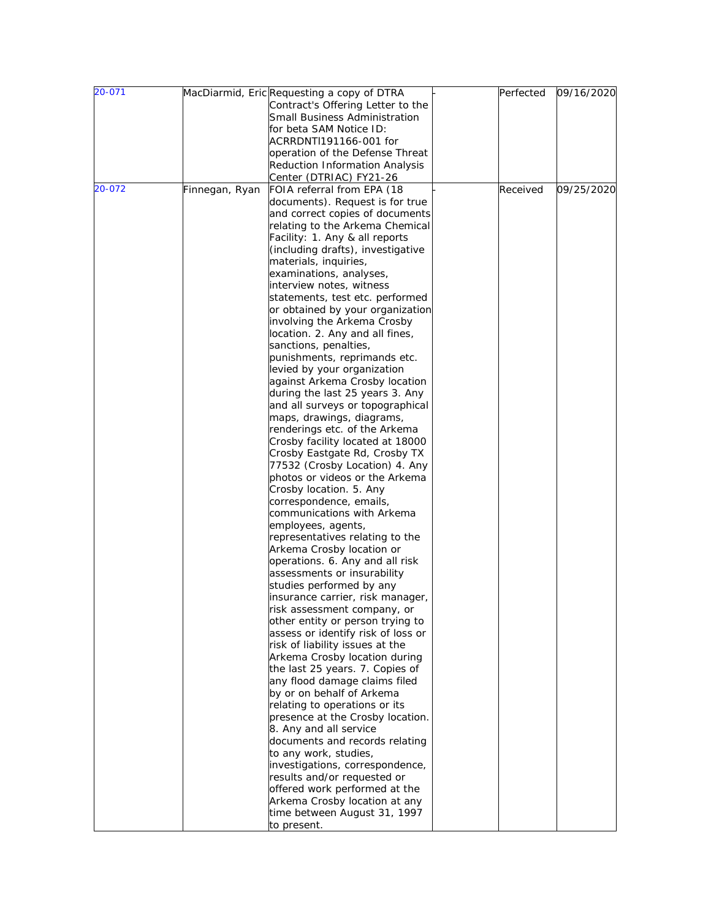| 20-071 | MacDiarmid, Eric | Requesting a copy of DTRA Contract's Offering Letter to the Small Business Administration for beta SAM Notice ID: ACRRDNTI191166-001 for operation of the Defense Threat Reduction Information Analysis Center (DTRIAC) FY21-26 | - | Perfected | 09/16/2020 |
|---|---|---|---|---|---|
| 20-072 | Finnegan, Ryan | FOIA referral from EPA (18 documents). Request is for true and correct copies of documents relating to the Arkema Chemical Facility: 1. Any & all reports (including drafts), investigative materials, inquiries, examinations, analyses, interview notes, witness statements, test etc. performed or obtained by your organization involving the Arkema Crosby location. 2. Any and all fines, sanctions, penalties, punishments, reprimands etc. levied by your organization against Arkema Crosby location during the last 25 years 3. Any and all surveys or topographical maps, drawings, diagrams, renderings etc. of the Arkema Crosby facility located at 18000 Crosby Eastgate Rd, Crosby TX 77532 (Crosby Location) 4. Any photos or videos or the Arkema Crosby location. 5. Any correspondence, emails, communications with Arkema employees, agents, representatives relating to the Arkema Crosby location or operations. 6. Any and all risk assessments or insurability studies performed by any insurance carrier, risk manager, risk assessment company, or other entity or person trying to assess or identify risk of loss or risk of liability issues at the Arkema Crosby location during the last 25 years. 7. Copies of any flood damage claims filed by or on behalf of Arkema relating to operations or its presence at the Crosby location. 8. Any and all service documents and records relating to any work, studies, investigations, correspondence, results and/or requested or offered work performed at the Arkema Crosby location at any time between August 31, 1997 to present. | - | Received | 09/25/2020 |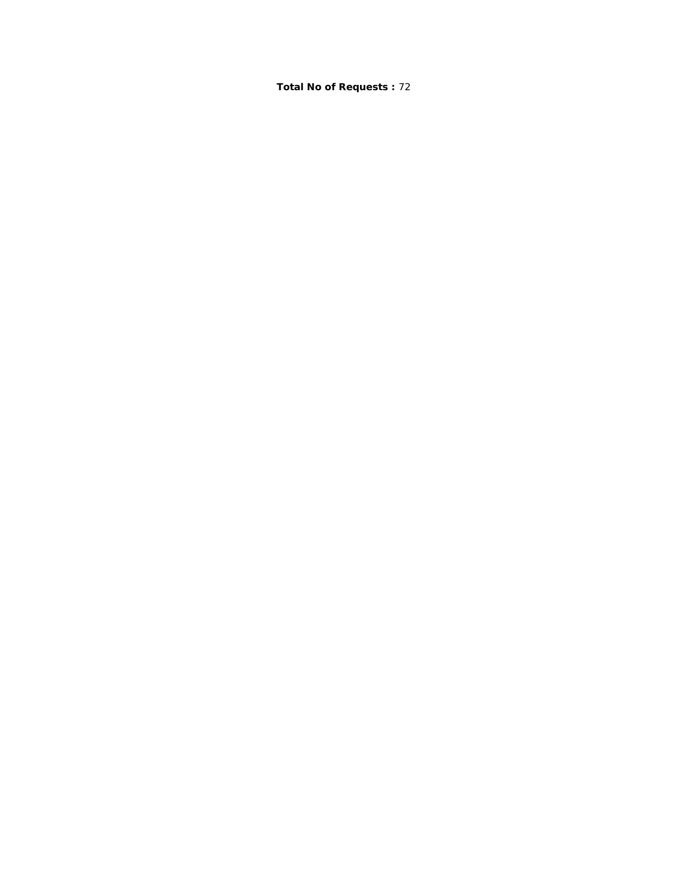**Total No of Requests :** 72